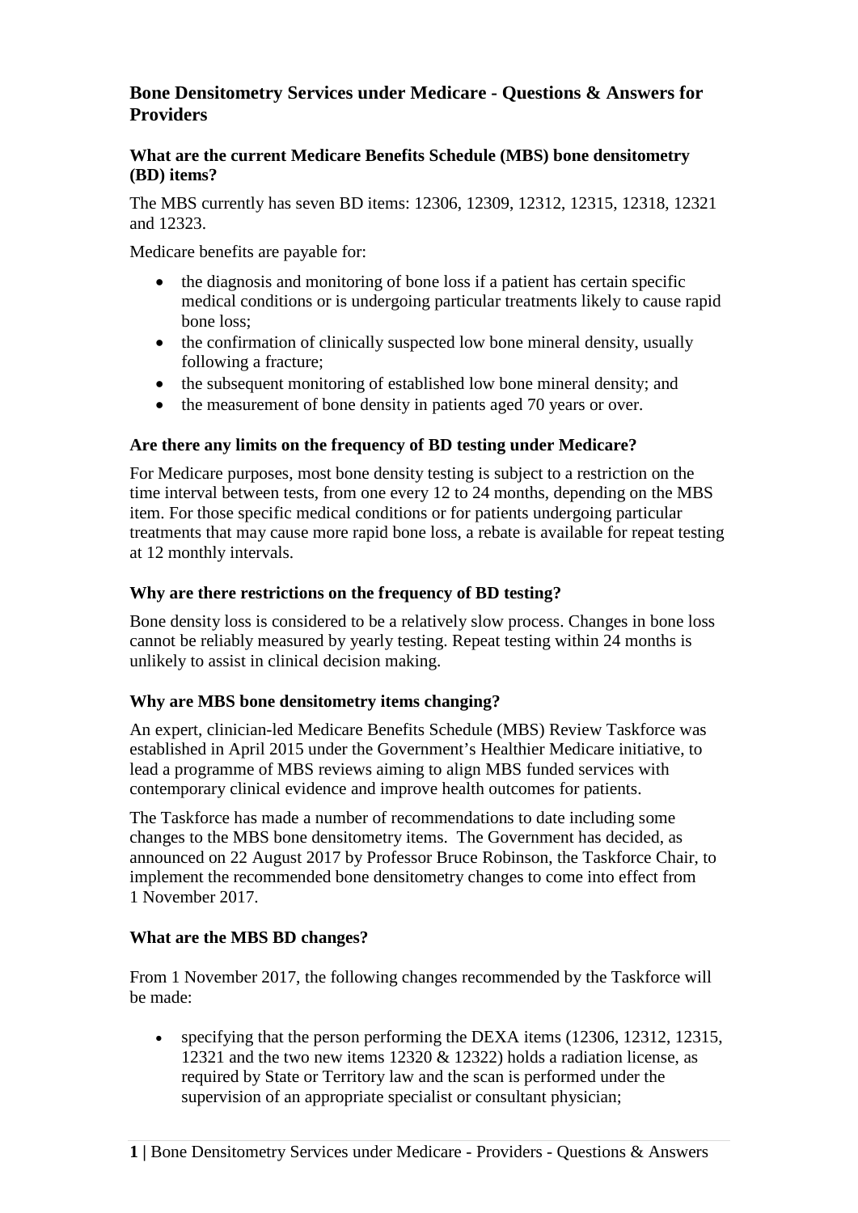# Bone Densitometry Services under Medicare - Questions & Answers for Providers

### What are the current Medicare Benefits Schedule (MBS) bone densitometry (BD) items?

The MBS currently has seven BD items: 12306, 12309, 12312, 12315, 12318, 12321 and 12323.

Medicare benefits are payable for:

- the diagnosis and monitoring of bone loss if a patient has certain specific medical conditions or is undergoing particular treatments likely to cause rapid bone loss;
- the confirmation of clinically suspected low bone mineral density, usually following a fracture;
- the subsequent monitoring of established low bone mineral density; and
- the measurement of bone density in patients aged 70 years or over.

### Are there any limits on the frequency of BD testing under Medicare?

For Medicare purposes, most bone density testing is subject to a restriction on the time interval between tests, from one every 12 to 24 months, depending on the MBS item. For those specific medical conditions or for patients undergoing particular treatments that may cause more rapid bone loss, a rebate is available for repeat testing at 12 monthly intervals.

### Why are there restrictions on the frequency of BD testing?

Bone density loss is considered to be a relatively slow process. Changes in bone loss cannot be reliably measured by yearly testing. Repeat testing within 24 months is unlikely to assist in clinical decision making.

### Why are MBS bone densitometry items changing?

An expert, clinician-led Medicare Benefits Schedule (MBS) Review Taskforce was established in April 2015 under the Government's Healthier Medicare initiative, to lead a programme of MBS reviews aiming to align MBS funded services with contemporary clinical evidence and improve health outcomes for patients.

The Taskforce has made a number of recommendations to date including some changes to the MBS bone densitometry items. The Government has decided, as announced on 22 August 2017 by Professor Bruce Robinson, the Taskforce Chair, to implement the recommended bone densitometry changes to come into effect from 1 November 2017.

### What are the MBS BD changes?

From 1 November 2017, the following changes recommended by the Taskforce will be made:

- specifying that the person performing the DEXA items (12306, 12312, 12315, 12321 and the two new items 12320 & 12322) holds a radiation license, as required by State or Territory law and the scan is performed under the supervision of an appropriate specialist or consultant physician;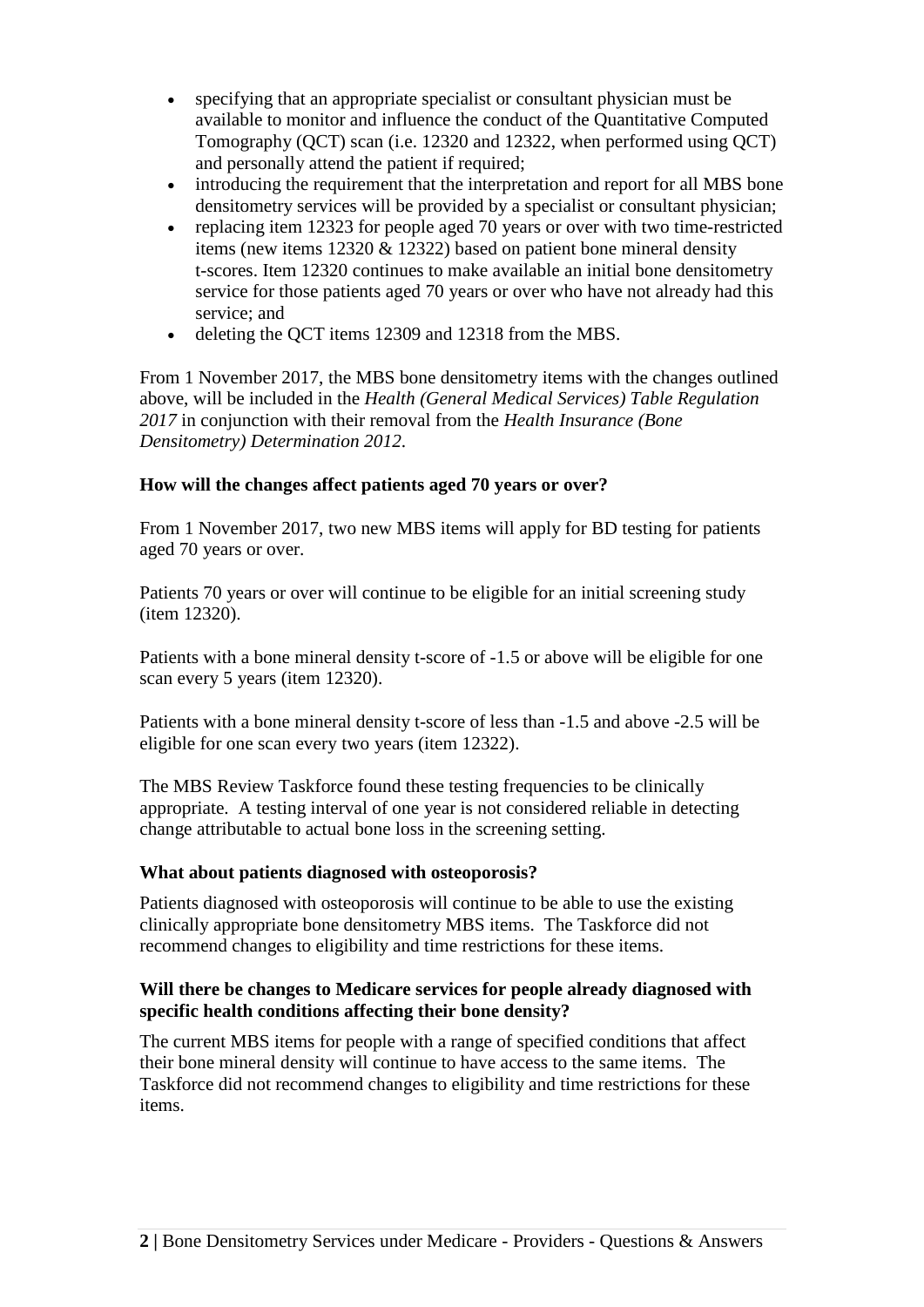- specifying that an appropriate specialist or consultant physician must be available to monitor and influence the conduct of the Quantitative Computed Tomography (QCT) scan (i.e. 12320 and 12322, when performed using QCT) and personally attend the patient if required;
- introducing the requirement that the interpretation and report for all MBS bone densitometry services will be provided by a specialist or consultant physician;
- replacing item 12323 for people aged 70 years or over with two time-restricted items (new items 12320 & 12322) based on patient bone mineral density t-scores. Item 12320 continues to make available an initial bone densitometry service for those patients aged 70 years or over who have not already had this service; and
- deleting the QCT items 12309 and 12318 from the MBS.

From 1 November 2017, the MBS bone densitometry items with the changes outlined above, will be included in the *Health (General Medical Services) Table Regulation 2017* in conjunction with their removal from the *Health Insurance (Bone Densitometry) Determination 2012*.

**How will the changes affect patients aged 70 years or over?**

From 1 November 2017, two new MBS items will apply for BD testing for patients aged 70 years or over.

Patients 70 years or over will continue to be eligible for an initial screening study (item 12320).

Patients with a bone mineral density t-score of -1.5 or above will be eligible for one scan every 5 years (item 12320).

Patients with a bone mineral density t-score of less than -1.5 and above -2.5 will be eligible for one scan every two years (item 12322).

The MBS Review Taskforce found these testing frequencies to be clinically appropriate. A testing interval of one year is not considered reliable in detecting change attributable to actual bone loss in the screening setting.

**What about patients diagnosed with osteoporosis?**

Patients diagnosed with osteoporosis will continue to be able to use the existing clinically appropriate bone densitometry MBS items. The Taskforce did not recommend changes to eligibility and time restrictions for these items.

**Will there be changes to Medicare services for people already diagnosed with specific health conditions affecting their bone density?**

The current MBS items for people with a range of specified conditions that affect their bone mineral density will continue to have access to the same items. The Taskforce did not recommend changes to eligibility and time restrictions for these items.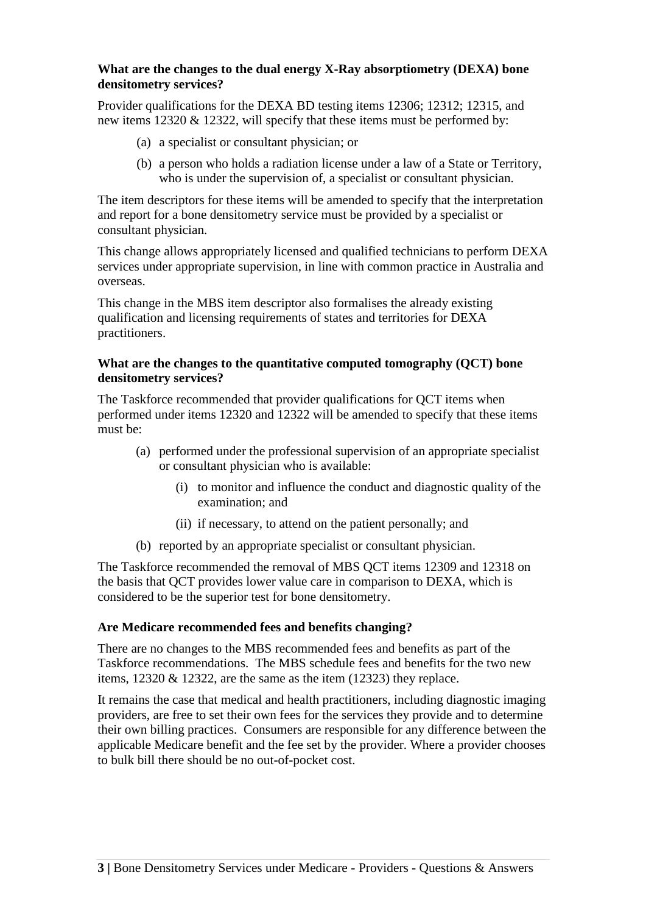**What are the changes to the dual energy X-Ray absorptiometry (DEXA) bone densitometry services?**

Provider qualifications for the DEXA BD testing items 12306; 12312; 12315, and new items 12320 & 12322, will specify that these items must be performed by:

(a) a specialist or consultant physician; or

(b) a person who holds a radiation license under a law of a State or Territory, who is under the supervision of, a specialist or consultant physician.

The item descriptors for these items will be amended to specify that the interpretation and report for a bone densitometry service must be provided by a specialist or consultant physician.

This change allows appropriately licensed and qualified technicians to perform DEXA services under appropriate supervision, in line with common practice in Australia and overseas.

This change in the MBS item descriptor also formalises the already existing qualification and licensing requirements of states and territories for DEXA practitioners.

**What are the changes to the quantitative computed tomography (QCT) bone densitometry services?**

The Taskforce recommended that provider qualifications for QCT items when performed under items 12320 and 12322 will be amended to specify that these items must be:

(a) performed under the professional supervision of an appropriate specialist or consultant physician who is available:

  (i) to monitor and influence the conduct and diagnostic quality of the examination; and

  (ii) if necessary, to attend on the patient personally; and

(b) reported by an appropriate specialist or consultant physician.

The Taskforce recommended the removal of MBS QCT items 12309 and 12318 on the basis that QCT provides lower value care in comparison to DEXA, which is considered to be the superior test for bone densitometry.

**Are Medicare recommended fees and benefits changing?**

There are no changes to the MBS recommended fees and benefits as part of the Taskforce recommendations. The MBS schedule fees and benefits for the two new items, 12320 & 12322, are the same as the item (12323) they replace.

It remains the case that medical and health practitioners, including diagnostic imaging providers, are free to set their own fees for the services they provide and to determine their own billing practices. Consumers are responsible for any difference between the applicable Medicare benefit and the fee set by the provider. Where a provider chooses to bulk bill there should be no out-of-pocket cost.